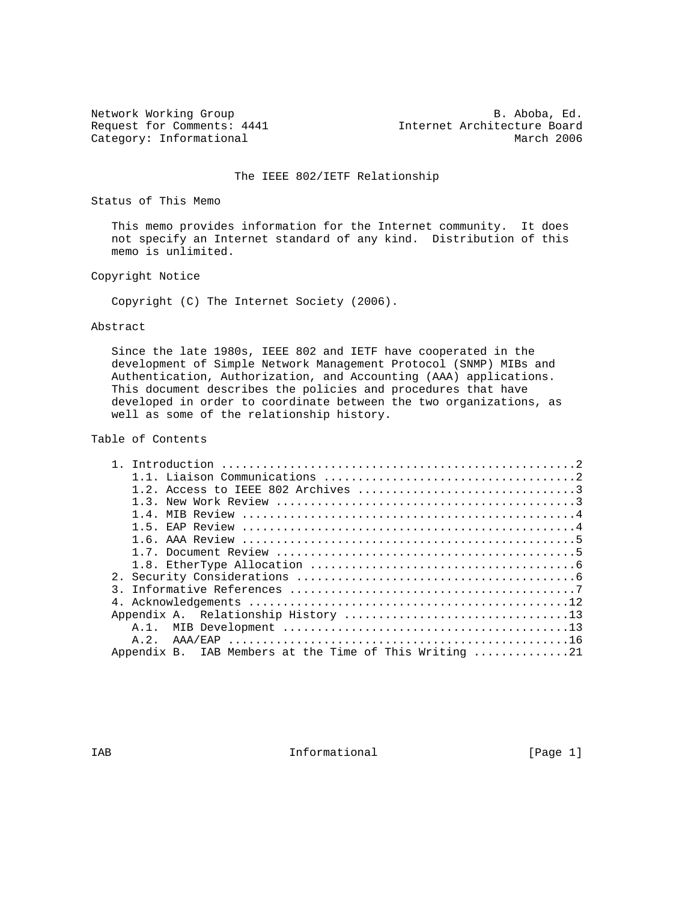Network Working Group B. Aboba, Ed.
Request for Comments: 4441 Internet Architecture Board
Category: Informational March 2006

# The IEEE 802/IETF Relationship

## Status of This Memo

This memo provides information for the Internet community. It does not specify an Internet standard of any kind. Distribution of this memo is unlimited.

## Copyright Notice

Copyright (C) The Internet Society (2006).

## Abstract

Since the late 1980s, IEEE 802 and IETF have cooperated in the development of Simple Network Management Protocol (SNMP) MIBs and Authentication, Authorization, and Accounting (AAA) applications. This document describes the policies and procedures that have developed in order to coordinate between the two organizations, as well as some of the relationship history.

## Table of Contents

```
   1. Introduction ....................................................2
      1.1. Liaison Communications .....................................2
      1.2. Access to IEEE 802 Archives ................................3
      1.3. New Work Review ............................................3
      1.4. MIB Review .................................................4
      1.5. EAP Review .................................................4
      1.6. AAA Review .................................................5
      1.7. Document Review ............................................5
      1.8. EtherType Allocation .......................................6
   2. Security Considerations .........................................6
   3. Informative References ..........................................7
   4. Acknowledgements ...............................................12
   Appendix A.  Relationship History .................................13
      A.1.  MIB Development ..........................................13
      A.2.  AAA/EAP ..................................................16
   Appendix B.  IAB Members at the Time of This Writing ..............21
```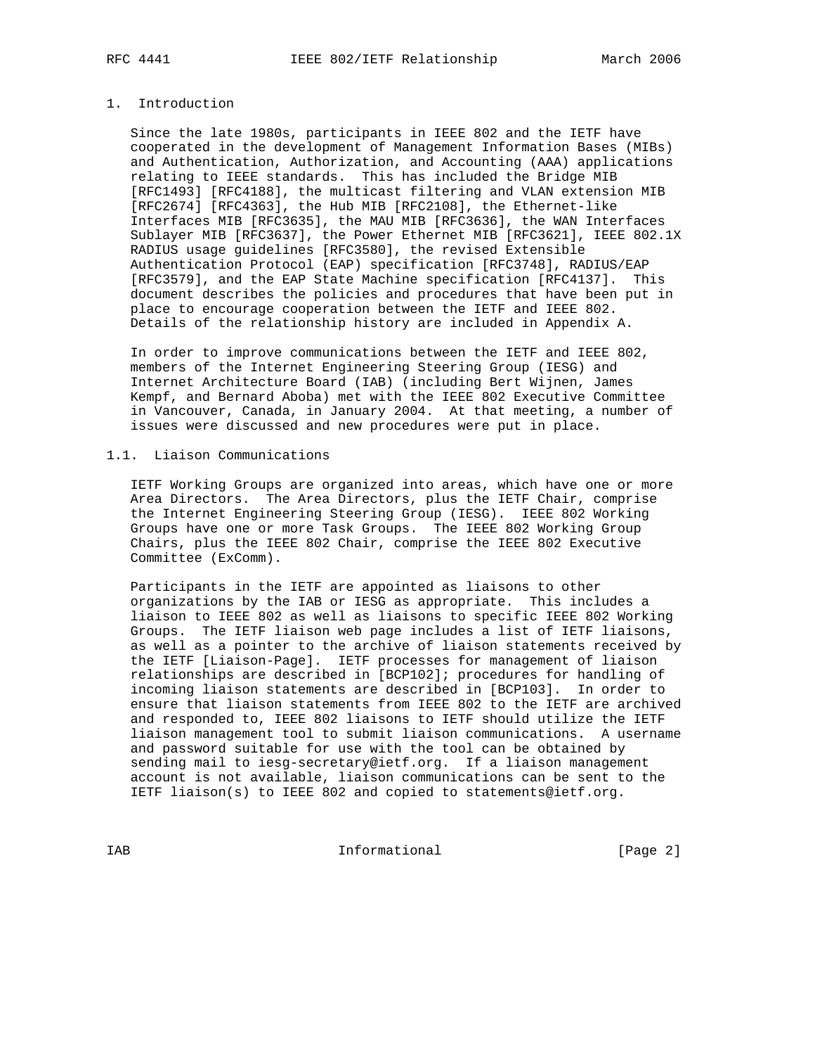# 1. Introduction

Since the late 1980s, participants in IEEE 802 and the IETF have cooperated in the development of Management Information Bases (MIBs) and Authentication, Authorization, and Accounting (AAA) applications relating to IEEE standards. This has included the Bridge MIB [RFC1493] [RFC4188], the multicast filtering and VLAN extension MIB [RFC2674] [RFC4363], the Hub MIB [RFC2108], the Ethernet-like Interfaces MIB [RFC3635], the MAU MIB [RFC3636], the WAN Interfaces Sublayer MIB [RFC3637], the Power Ethernet MIB [RFC3621], IEEE 802.1X RADIUS usage guidelines [RFC3580], the revised Extensible Authentication Protocol (EAP) specification [RFC3748], RADIUS/EAP [RFC3579], and the EAP State Machine specification [RFC4137]. This document describes the policies and procedures that have been put in place to encourage cooperation between the IETF and IEEE 802. Details of the relationship history are included in Appendix A.

In order to improve communications between the IETF and IEEE 802, members of the Internet Engineering Steering Group (IESG) and Internet Architecture Board (IAB) (including Bert Wijnen, James Kempf, and Bernard Aboba) met with the IEEE 802 Executive Committee in Vancouver, Canada, in January 2004. At that meeting, a number of issues were discussed and new procedures were put in place.

## 1.1. Liaison Communications

IETF Working Groups are organized into areas, which have one or more Area Directors. The Area Directors, plus the IETF Chair, comprise the Internet Engineering Steering Group (IESG). IEEE 802 Working Groups have one or more Task Groups. The IEEE 802 Working Group Chairs, plus the IEEE 802 Chair, comprise the IEEE 802 Executive Committee (ExComm).

Participants in the IETF are appointed as liaisons to other organizations by the IAB or IESG as appropriate. This includes a liaison to IEEE 802 as well as liaisons to specific IEEE 802 Working Groups. The IETF liaison web page includes a list of IETF liaisons, as well as a pointer to the archive of liaison statements received by the IETF [Liaison-Page]. IETF processes for management of liaison relationships are described in [BCP102]; procedures for handling of incoming liaison statements are described in [BCP103]. In order to ensure that liaison statements from IEEE 802 to the IETF are archived and responded to, IEEE 802 liaisons to IETF should utilize the IETF liaison management tool to submit liaison communications. A username and password suitable for use with the tool can be obtained by sending mail to iesg-secretary@ietf.org. If a liaison management account is not available, liaison communications can be sent to the IETF liaison(s) to IEEE 802 and copied to statements@ietf.org.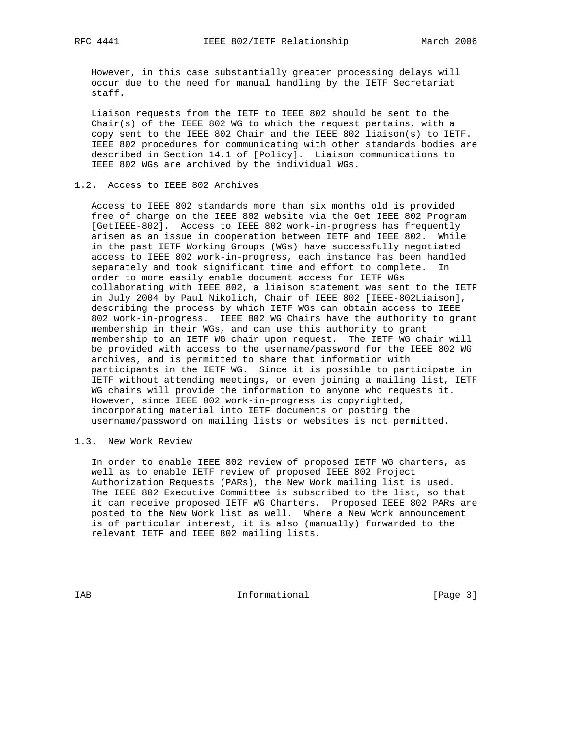However, in this case substantially greater processing delays will occur due to the need for manual handling by the IETF Secretariat staff.

Liaison requests from the IETF to IEEE 802 should be sent to the Chair(s) of the IEEE 802 WG to which the request pertains, with a copy sent to the IEEE 802 Chair and the IEEE 802 liaison(s) to IETF. IEEE 802 procedures for communicating with other standards bodies are described in Section 14.1 of [Policy]. Liaison communications to IEEE 802 WGs are archived by the individual WGs.

### 1.2. Access to IEEE 802 Archives

Access to IEEE 802 standards more than six months old is provided free of charge on the IEEE 802 website via the Get IEEE 802 Program [GetIEEE-802]. Access to IEEE 802 work-in-progress has frequently arisen as an issue in cooperation between IETF and IEEE 802. While in the past IETF Working Groups (WGs) have successfully negotiated access to IEEE 802 work-in-progress, each instance has been handled separately and took significant time and effort to complete. In order to more easily enable document access for IETF WGs collaborating with IEEE 802, a liaison statement was sent to the IETF in July 2004 by Paul Nikolich, Chair of IEEE 802 [IEEE-802Liaison], describing the process by which IETF WGs can obtain access to IEEE 802 work-in-progress. IEEE 802 WG Chairs have the authority to grant membership in their WGs, and can use this authority to grant membership to an IETF WG chair upon request. The IETF WG chair will be provided with access to the username/password for the IEEE 802 WG archives, and is permitted to share that information with participants in the IETF WG. Since it is possible to participate in IETF without attending meetings, or even joining a mailing list, IETF WG chairs will provide the information to anyone who requests it. However, since IEEE 802 work-in-progress is copyrighted, incorporating material into IETF documents or posting the username/password on mailing lists or websites is not permitted.

### 1.3. New Work Review

In order to enable IEEE 802 review of proposed IETF WG charters, as well as to enable IETF review of proposed IEEE 802 Project Authorization Requests (PARs), the New Work mailing list is used. The IEEE 802 Executive Committee is subscribed to the list, so that it can receive proposed IETF WG Charters. Proposed IEEE 802 PARs are posted to the New Work list as well. Where a New Work announcement is of particular interest, it is also (manually) forwarded to the relevant IETF and IEEE 802 mailing lists.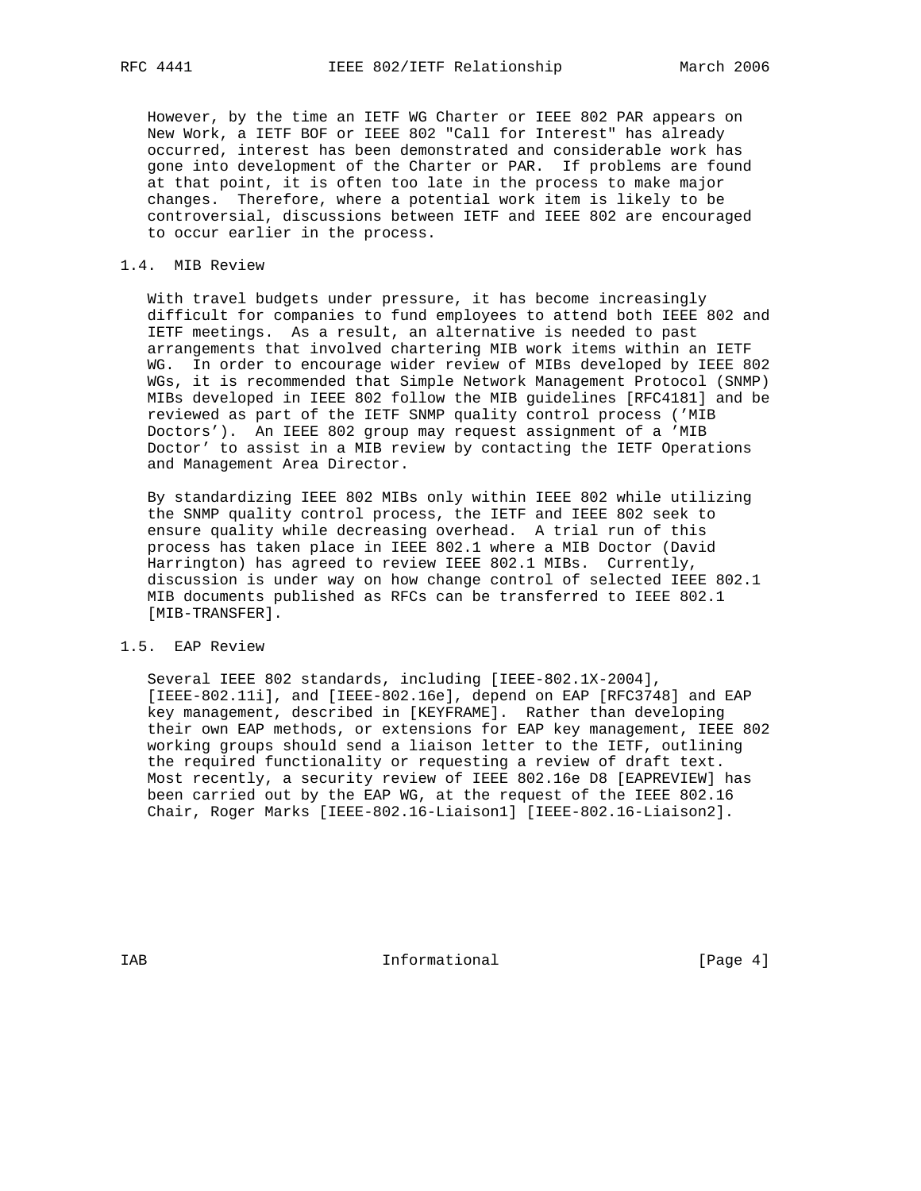However, by the time an IETF WG Charter or IEEE 802 PAR appears on New Work, a IETF BOF or IEEE 802 "Call for Interest" has already occurred, interest has been demonstrated and considerable work has gone into development of the Charter or PAR. If problems are found at that point, it is often too late in the process to make major changes. Therefore, where a potential work item is likely to be controversial, discussions between IETF and IEEE 802 are encouraged to occur earlier in the process.

### 1.4. MIB Review

With travel budgets under pressure, it has become increasingly difficult for companies to fund employees to attend both IEEE 802 and IETF meetings. As a result, an alternative is needed to past arrangements that involved chartering MIB work items within an IETF WG. In order to encourage wider review of MIBs developed by IEEE 802 WGs, it is recommended that Simple Network Management Protocol (SNMP) MIBs developed in IEEE 802 follow the MIB guidelines [RFC4181] and be reviewed as part of the IETF SNMP quality control process ('MIB Doctors'). An IEEE 802 group may request assignment of a 'MIB Doctor' to assist in a MIB review by contacting the IETF Operations and Management Area Director.

By standardizing IEEE 802 MIBs only within IEEE 802 while utilizing the SNMP quality control process, the IETF and IEEE 802 seek to ensure quality while decreasing overhead. A trial run of this process has taken place in IEEE 802.1 where a MIB Doctor (David Harrington) has agreed to review IEEE 802.1 MIBs. Currently, discussion is under way on how change control of selected IEEE 802.1 MIB documents published as RFCs can be transferred to IEEE 802.1 [MIB-TRANSFER].

### 1.5. EAP Review

Several IEEE 802 standards, including [IEEE-802.1X-2004], [IEEE-802.11i], and [IEEE-802.16e], depend on EAP [RFC3748] and EAP key management, described in [KEYFRAME]. Rather than developing their own EAP methods, or extensions for EAP key management, IEEE 802 working groups should send a liaison letter to the IETF, outlining the required functionality or requesting a review of draft text. Most recently, a security review of IEEE 802.16e D8 [EAPREVIEW] has been carried out by the EAP WG, at the request of the IEEE 802.16 Chair, Roger Marks [IEEE-802.16-Liaison1] [IEEE-802.16-Liaison2].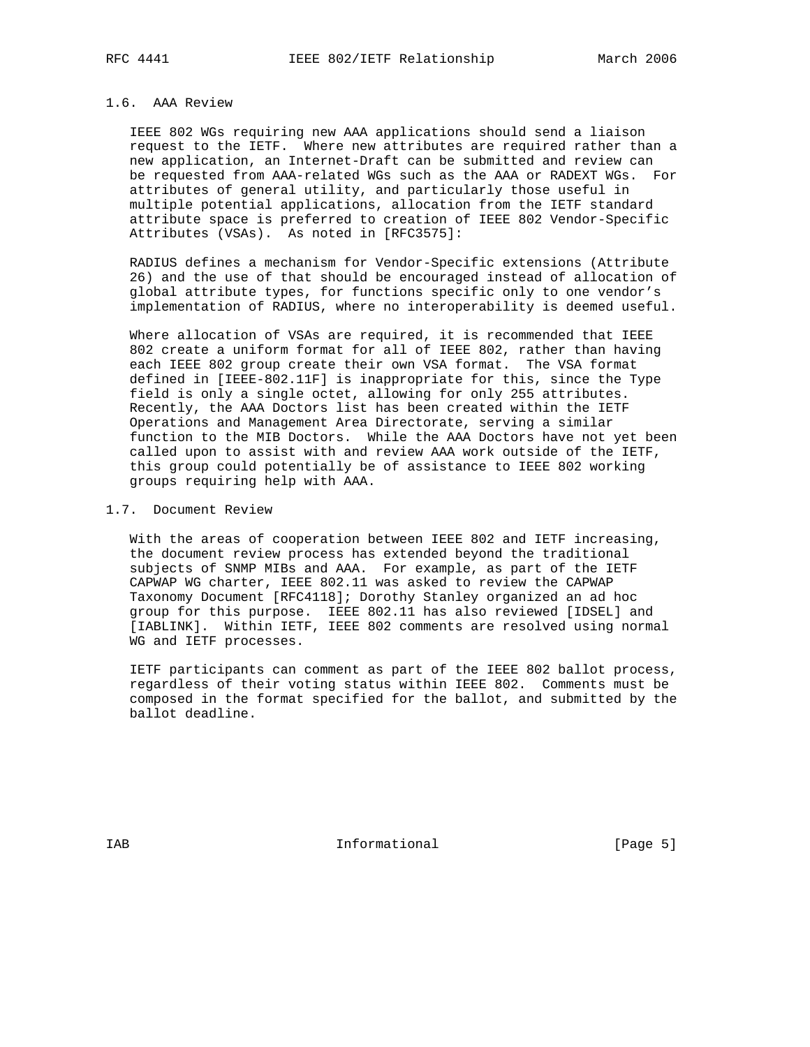### 1.6. AAA Review

IEEE 802 WGs requiring new AAA applications should send a liaison request to the IETF. Where new attributes are required rather than a new application, an Internet-Draft can be submitted and review can be requested from AAA-related WGs such as the AAA or RADEXT WGs. For attributes of general utility, and particularly those useful in multiple potential applications, allocation from the IETF standard attribute space is preferred to creation of IEEE 802 Vendor-Specific Attributes (VSAs). As noted in [RFC3575]:

> RADIUS defines a mechanism for Vendor-Specific extensions (Attribute 26) and the use of that should be encouraged instead of allocation of global attribute types, for functions specific only to one vendor's implementation of RADIUS, where no interoperability is deemed useful.

Where allocation of VSAs are required, it is recommended that IEEE 802 create a uniform format for all of IEEE 802, rather than having each IEEE 802 group create their own VSA format. The VSA format defined in [IEEE-802.11F] is inappropriate for this, since the Type field is only a single octet, allowing for only 255 attributes. Recently, the AAA Doctors list has been created within the IETF Operations and Management Area Directorate, serving a similar function to the MIB Doctors. While the AAA Doctors have not yet been called upon to assist with and review AAA work outside of the IETF, this group could potentially be of assistance to IEEE 802 working groups requiring help with AAA.

### 1.7. Document Review

With the areas of cooperation between IEEE 802 and IETF increasing, the document review process has extended beyond the traditional subjects of SNMP MIBs and AAA. For example, as part of the IETF CAPWAP WG charter, IEEE 802.11 was asked to review the CAPWAP Taxonomy Document [RFC4118]; Dorothy Stanley organized an ad hoc group for this purpose. IEEE 802.11 has also reviewed [IDSEL] and [IABLINK]. Within IETF, IEEE 802 comments are resolved using normal WG and IETF processes.

IETF participants can comment as part of the IEEE 802 ballot process, regardless of their voting status within IEEE 802. Comments must be composed in the format specified for the ballot, and submitted by the ballot deadline.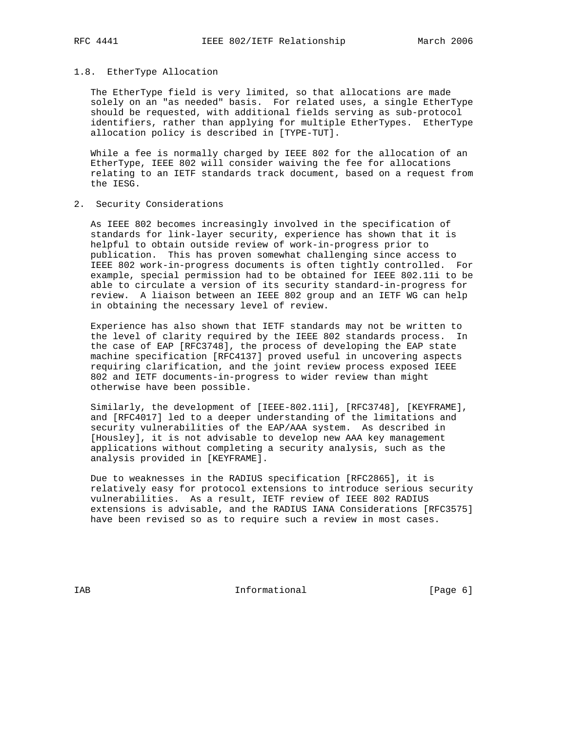### 1.8. EtherType Allocation

The EtherType field is very limited, so that allocations are made solely on an "as needed" basis. For related uses, a single EtherType should be requested, with additional fields serving as sub-protocol identifiers, rather than applying for multiple EtherTypes. EtherType allocation policy is described in [TYPE-TUT].

While a fee is normally charged by IEEE 802 for the allocation of an EtherType, IEEE 802 will consider waiving the fee for allocations relating to an IETF standards track document, based on a request from the IESG.

## 2. Security Considerations

As IEEE 802 becomes increasingly involved in the specification of standards for link-layer security, experience has shown that it is helpful to obtain outside review of work-in-progress prior to publication. This has proven somewhat challenging since access to IEEE 802 work-in-progress documents is often tightly controlled. For example, special permission had to be obtained for IEEE 802.11i to be able to circulate a version of its security standard-in-progress for review. A liaison between an IEEE 802 group and an IETF WG can help in obtaining the necessary level of review.

Experience has also shown that IETF standards may not be written to the level of clarity required by the IEEE 802 standards process. In the case of EAP [RFC3748], the process of developing the EAP state machine specification [RFC4137] proved useful in uncovering aspects requiring clarification, and the joint review process exposed IEEE 802 and IETF documents-in-progress to wider review than might otherwise have been possible.

Similarly, the development of [IEEE-802.11i], [RFC3748], [KEYFRAME], and [RFC4017] led to a deeper understanding of the limitations and security vulnerabilities of the EAP/AAA system. As described in [Housley], it is not advisable to develop new AAA key management applications without completing a security analysis, such as the analysis provided in [KEYFRAME].

Due to weaknesses in the RADIUS specification [RFC2865], it is relatively easy for protocol extensions to introduce serious security vulnerabilities. As a result, IETF review of IEEE 802 RADIUS extensions is advisable, and the RADIUS IANA Considerations [RFC3575] have been revised so as to require such a review in most cases.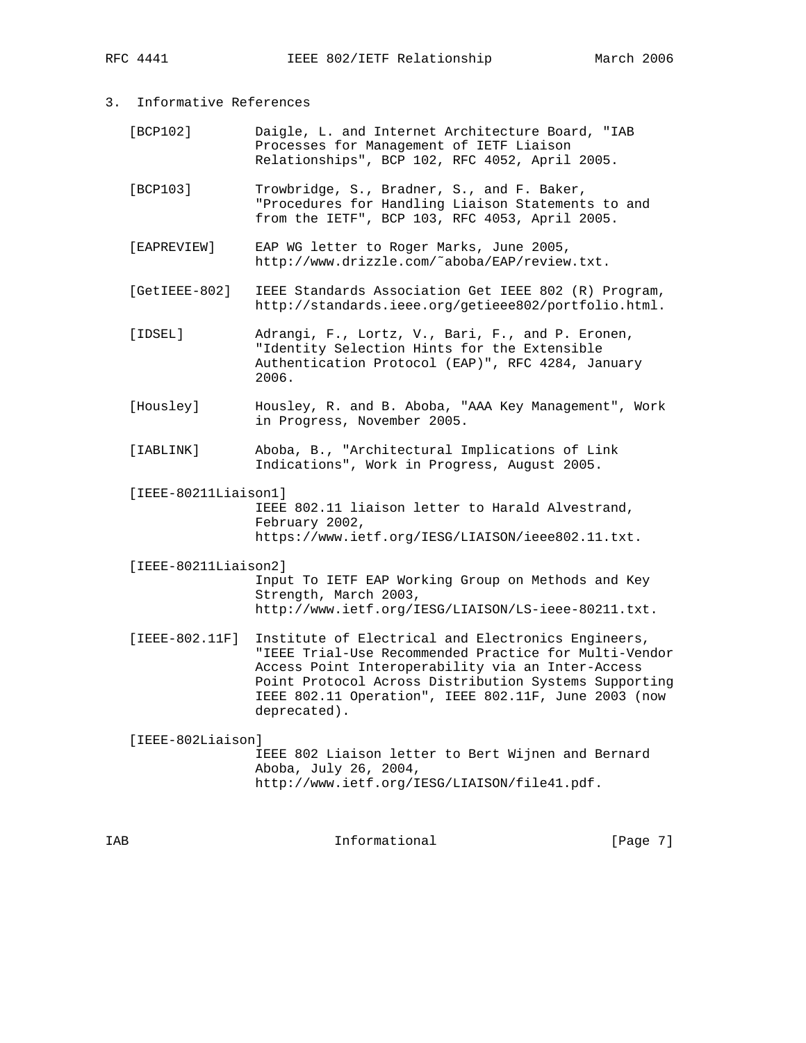## 3. Informative References

[BCP102] Daigle, L. and Internet Architecture Board, "IAB Processes for Management of IETF Liaison Relationships", BCP 102, RFC 4052, April 2005.

[BCP103] Trowbridge, S., Bradner, S., and F. Baker, "Procedures for Handling Liaison Statements to and from the IETF", BCP 103, RFC 4053, April 2005.

[EAPREVIEW] EAP WG letter to Roger Marks, June 2005, http://www.drizzle.com/~aboba/EAP/review.txt.

[GetIEEE-802] IEEE Standards Association Get IEEE 802 (R) Program, http://standards.ieee.org/getieee802/portfolio.html.

[IDSEL] Adrangi, F., Lortz, V., Bari, F., and P. Eronen, "Identity Selection Hints for the Extensible Authentication Protocol (EAP)", RFC 4284, January 2006.

[Housley] Housley, R. and B. Aboba, "AAA Key Management", Work in Progress, November 2005.

[IABLINK] Aboba, B., "Architectural Implications of Link Indications", Work in Progress, August 2005.

[IEEE-80211Liaison1] IEEE 802.11 liaison letter to Harald Alvestrand, February 2002, https://www.ietf.org/IESG/LIAISON/ieee802.11.txt.

[IEEE-80211Liaison2] Input To IETF EAP Working Group on Methods and Key Strength, March 2003, http://www.ietf.org/IESG/LIAISON/LS-ieee-80211.txt.

[IEEE-802.11F] Institute of Electrical and Electronics Engineers, "IEEE Trial-Use Recommended Practice for Multi-Vendor Access Point Interoperability via an Inter-Access Point Protocol Across Distribution Systems Supporting IEEE 802.11 Operation", IEEE 802.11F, June 2003 (now deprecated).

[IEEE-802Liaison] IEEE 802 Liaison letter to Bert Wijnen and Bernard Aboba, July 26, 2004, http://www.ietf.org/IESG/LIAISON/file41.pdf.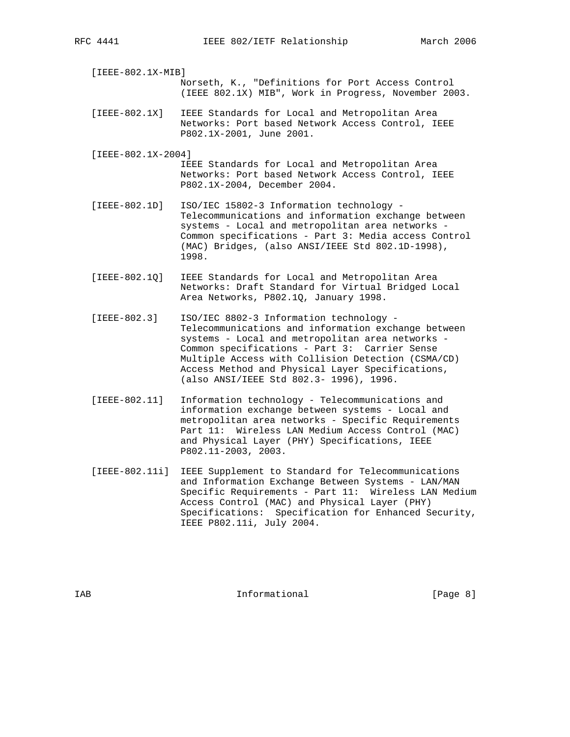[IEEE-802.1X-MIB]
Norseth, K., "Definitions for Port Access Control (IEEE 802.1X) MIB", Work in Progress, November 2003.

[IEEE-802.1X] IEEE Standards for Local and Metropolitan Area Networks: Port based Network Access Control, IEEE P802.1X-2001, June 2001.

[IEEE-802.1X-2004]
IEEE Standards for Local and Metropolitan Area Networks: Port based Network Access Control, IEEE P802.1X-2004, December 2004.

[IEEE-802.1D] ISO/IEC 15802-3 Information technology - Telecommunications and information exchange between systems - Local and metropolitan area networks - Common specifications - Part 3: Media access Control (MAC) Bridges, (also ANSI/IEEE Std 802.1D-1998), 1998.

[IEEE-802.1Q] IEEE Standards for Local and Metropolitan Area Networks: Draft Standard for Virtual Bridged Local Area Networks, P802.1Q, January 1998.

[IEEE-802.3] ISO/IEC 8802-3 Information technology - Telecommunications and information exchange between systems - Local and metropolitan area networks - Common specifications - Part 3: Carrier Sense Multiple Access with Collision Detection (CSMA/CD) Access Method and Physical Layer Specifications, (also ANSI/IEEE Std 802.3- 1996), 1996.

[IEEE-802.11] Information technology - Telecommunications and information exchange between systems - Local and metropolitan area networks - Specific Requirements Part 11: Wireless LAN Medium Access Control (MAC) and Physical Layer (PHY) Specifications, IEEE P802.11-2003, 2003.

[IEEE-802.11i] IEEE Supplement to Standard for Telecommunications and Information Exchange Between Systems - LAN/MAN Specific Requirements - Part 11: Wireless LAN Medium Access Control (MAC) and Physical Layer (PHY) Specifications: Specification for Enhanced Security, IEEE P802.11i, July 2004.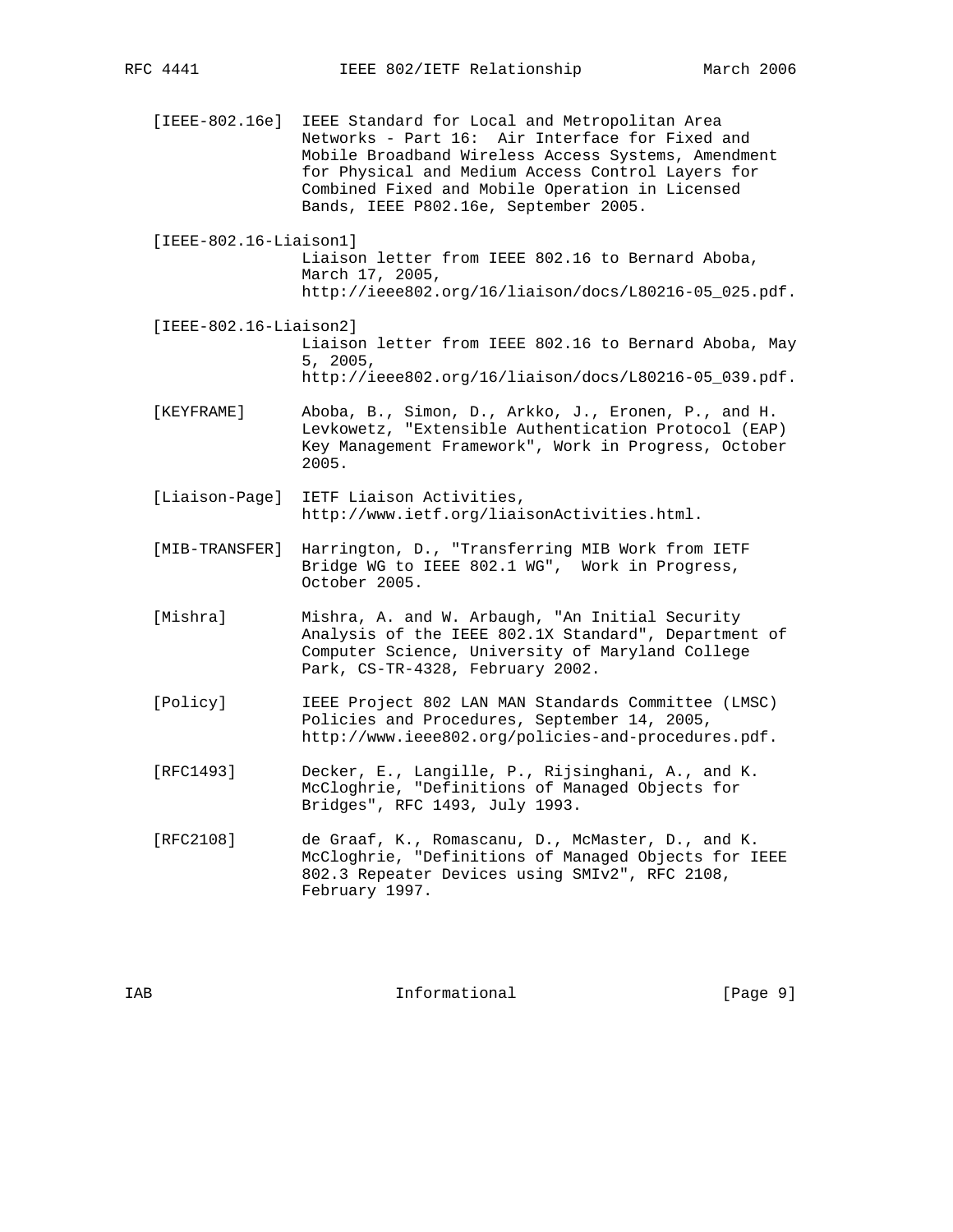[IEEE-802.16e] IEEE Standard for Local and Metropolitan Area Networks - Part 16: Air Interface for Fixed and Mobile Broadband Wireless Access Systems, Amendment for Physical and Medium Access Control Layers for Combined Fixed and Mobile Operation in Licensed Bands, IEEE P802.16e, September 2005.

[IEEE-802.16-Liaison1] Liaison letter from IEEE 802.16 to Bernard Aboba, March 17, 2005, http://ieee802.org/16/liaison/docs/L80216-05_025.pdf.

[IEEE-802.16-Liaison2] Liaison letter from IEEE 802.16 to Bernard Aboba, May 5, 2005, http://ieee802.org/16/liaison/docs/L80216-05_039.pdf.

[KEYFRAME] Aboba, B., Simon, D., Arkko, J., Eronen, P., and H. Levkowetz, "Extensible Authentication Protocol (EAP) Key Management Framework", Work in Progress, October 2005.

[Liaison-Page] IETF Liaison Activities, http://www.ietf.org/liaisonActivities.html.

[MIB-TRANSFER] Harrington, D., "Transferring MIB Work from IETF Bridge WG to IEEE 802.1 WG", Work in Progress, October 2005.

[Mishra] Mishra, A. and W. Arbaugh, "An Initial Security Analysis of the IEEE 802.1X Standard", Department of Computer Science, University of Maryland College Park, CS-TR-4328, February 2002.

[Policy] IEEE Project 802 LAN MAN Standards Committee (LMSC) Policies and Procedures, September 14, 2005, http://www.ieee802.org/policies-and-procedures.pdf.

[RFC1493] Decker, E., Langille, P., Rijsinghani, A., and K. McCloghrie, "Definitions of Managed Objects for Bridges", RFC 1493, July 1993.

[RFC2108] de Graaf, K., Romascanu, D., McMaster, D., and K. McCloghrie, "Definitions of Managed Objects for IEEE 802.3 Repeater Devices using SMIv2", RFC 2108, February 1997.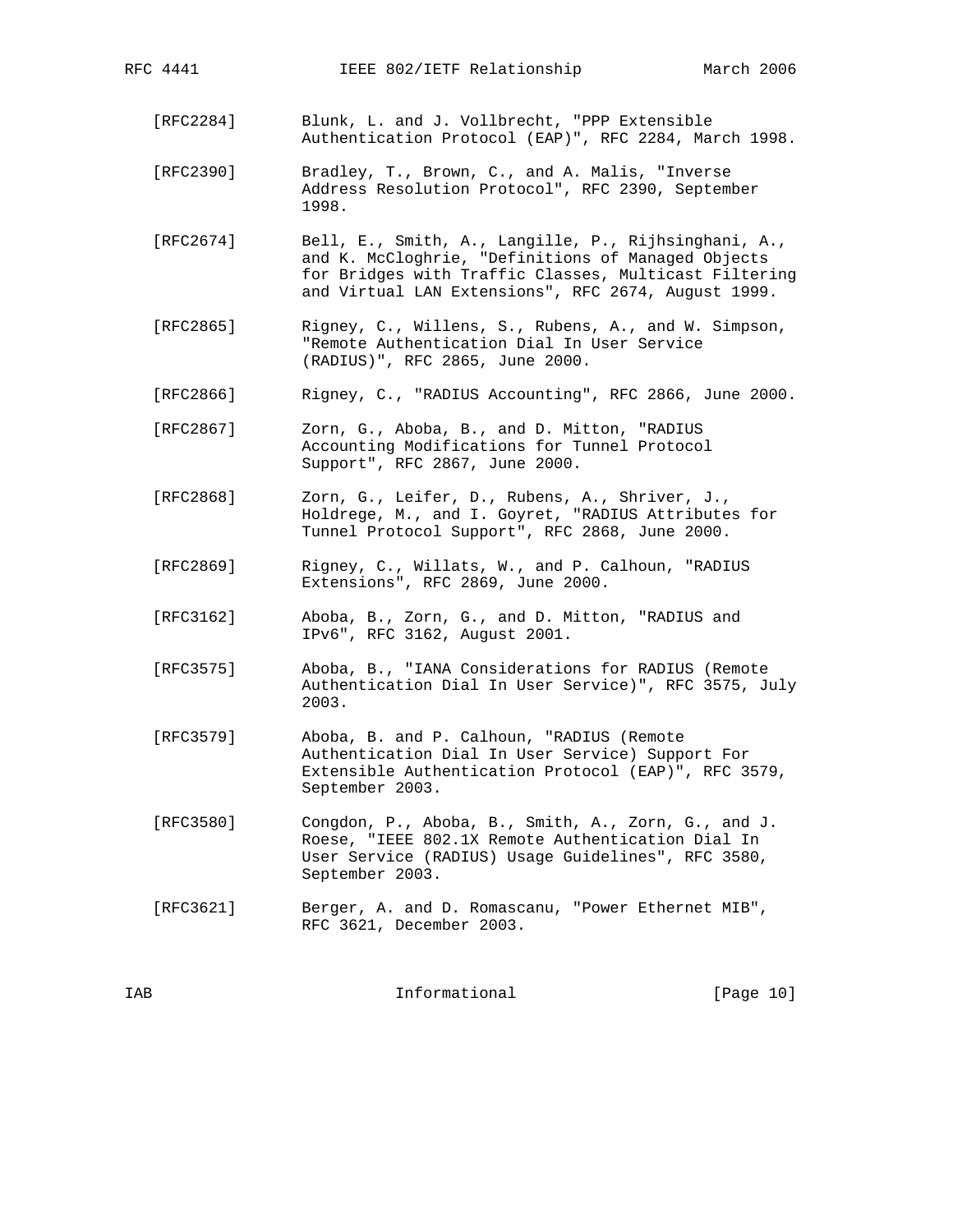[RFC2284] Blunk, L. and J. Vollbrecht, "PPP Extensible Authentication Protocol (EAP)", RFC 2284, March 1998.

[RFC2390] Bradley, T., Brown, C., and A. Malis, "Inverse Address Resolution Protocol", RFC 2390, September 1998.

[RFC2674] Bell, E., Smith, A., Langille, P., Rijhsinghani, A., and K. McCloghrie, "Definitions of Managed Objects for Bridges with Traffic Classes, Multicast Filtering and Virtual LAN Extensions", RFC 2674, August 1999.

[RFC2865] Rigney, C., Willens, S., Rubens, A., and W. Simpson, "Remote Authentication Dial In User Service (RADIUS)", RFC 2865, June 2000.

[RFC2866] Rigney, C., "RADIUS Accounting", RFC 2866, June 2000.

[RFC2867] Zorn, G., Aboba, B., and D. Mitton, "RADIUS Accounting Modifications for Tunnel Protocol Support", RFC 2867, June 2000.

[RFC2868] Zorn, G., Leifer, D., Rubens, A., Shriver, J., Holdrege, M., and I. Goyret, "RADIUS Attributes for Tunnel Protocol Support", RFC 2868, June 2000.

[RFC2869] Rigney, C., Willats, W., and P. Calhoun, "RADIUS Extensions", RFC 2869, June 2000.

[RFC3162] Aboba, B., Zorn, G., and D. Mitton, "RADIUS and IPv6", RFC 3162, August 2001.

[RFC3575] Aboba, B., "IANA Considerations for RADIUS (Remote Authentication Dial In User Service)", RFC 3575, July 2003.

[RFC3579] Aboba, B. and P. Calhoun, "RADIUS (Remote Authentication Dial In User Service) Support For Extensible Authentication Protocol (EAP)", RFC 3579, September 2003.

[RFC3580] Congdon, P., Aboba, B., Smith, A., Zorn, G., and J. Roese, "IEEE 802.1X Remote Authentication Dial In User Service (RADIUS) Usage Guidelines", RFC 3580, September 2003.

[RFC3621] Berger, A. and D. Romascanu, "Power Ethernet MIB", RFC 3621, December 2003.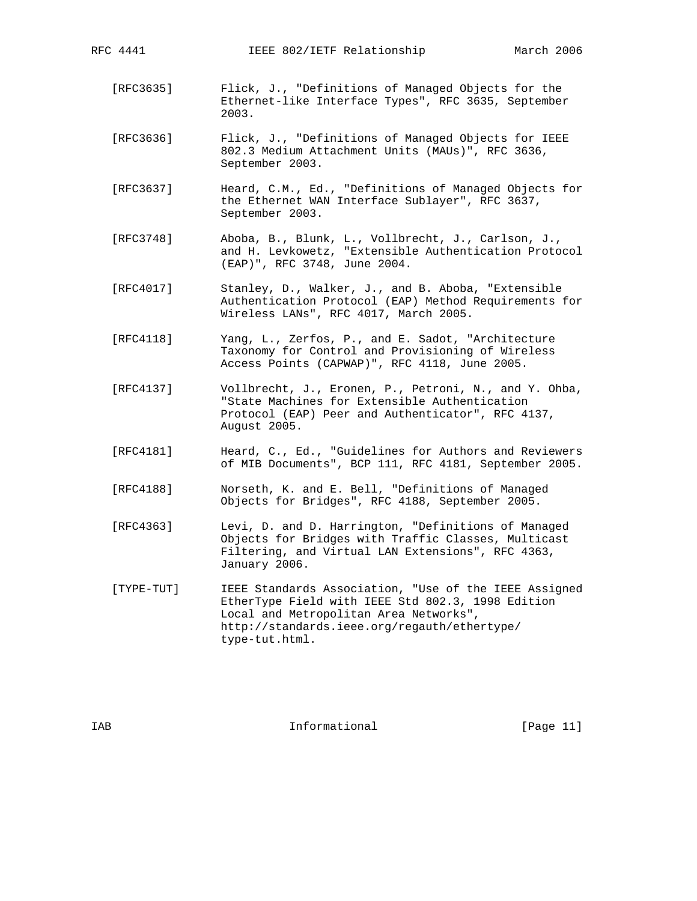[RFC3635] Flick, J., "Definitions of Managed Objects for the Ethernet-like Interface Types", RFC 3635, September 2003.

[RFC3636] Flick, J., "Definitions of Managed Objects for IEEE 802.3 Medium Attachment Units (MAUs)", RFC 3636, September 2003.

[RFC3637] Heard, C.M., Ed., "Definitions of Managed Objects for the Ethernet WAN Interface Sublayer", RFC 3637, September 2003.

[RFC3748] Aboba, B., Blunk, L., Vollbrecht, J., Carlson, J., and H. Levkowetz, "Extensible Authentication Protocol (EAP)", RFC 3748, June 2004.

[RFC4017] Stanley, D., Walker, J., and B. Aboba, "Extensible Authentication Protocol (EAP) Method Requirements for Wireless LANs", RFC 4017, March 2005.

[RFC4118] Yang, L., Zerfos, P., and E. Sadot, "Architecture Taxonomy for Control and Provisioning of Wireless Access Points (CAPWAP)", RFC 4118, June 2005.

[RFC4137] Vollbrecht, J., Eronen, P., Petroni, N., and Y. Ohba, "State Machines for Extensible Authentication Protocol (EAP) Peer and Authenticator", RFC 4137, August 2005.

[RFC4181] Heard, C., Ed., "Guidelines for Authors and Reviewers of MIB Documents", BCP 111, RFC 4181, September 2005.

[RFC4188] Norseth, K. and E. Bell, "Definitions of Managed Objects for Bridges", RFC 4188, September 2005.

[RFC4363] Levi, D. and D. Harrington, "Definitions of Managed Objects for Bridges with Traffic Classes, Multicast Filtering, and Virtual LAN Extensions", RFC 4363, January 2006.

[TYPE-TUT] IEEE Standards Association, "Use of the IEEE Assigned EtherType Field with IEEE Std 802.3, 1998 Edition Local and Metropolitan Area Networks", http://standards.ieee.org/regauth/ethertype/type-tut.html.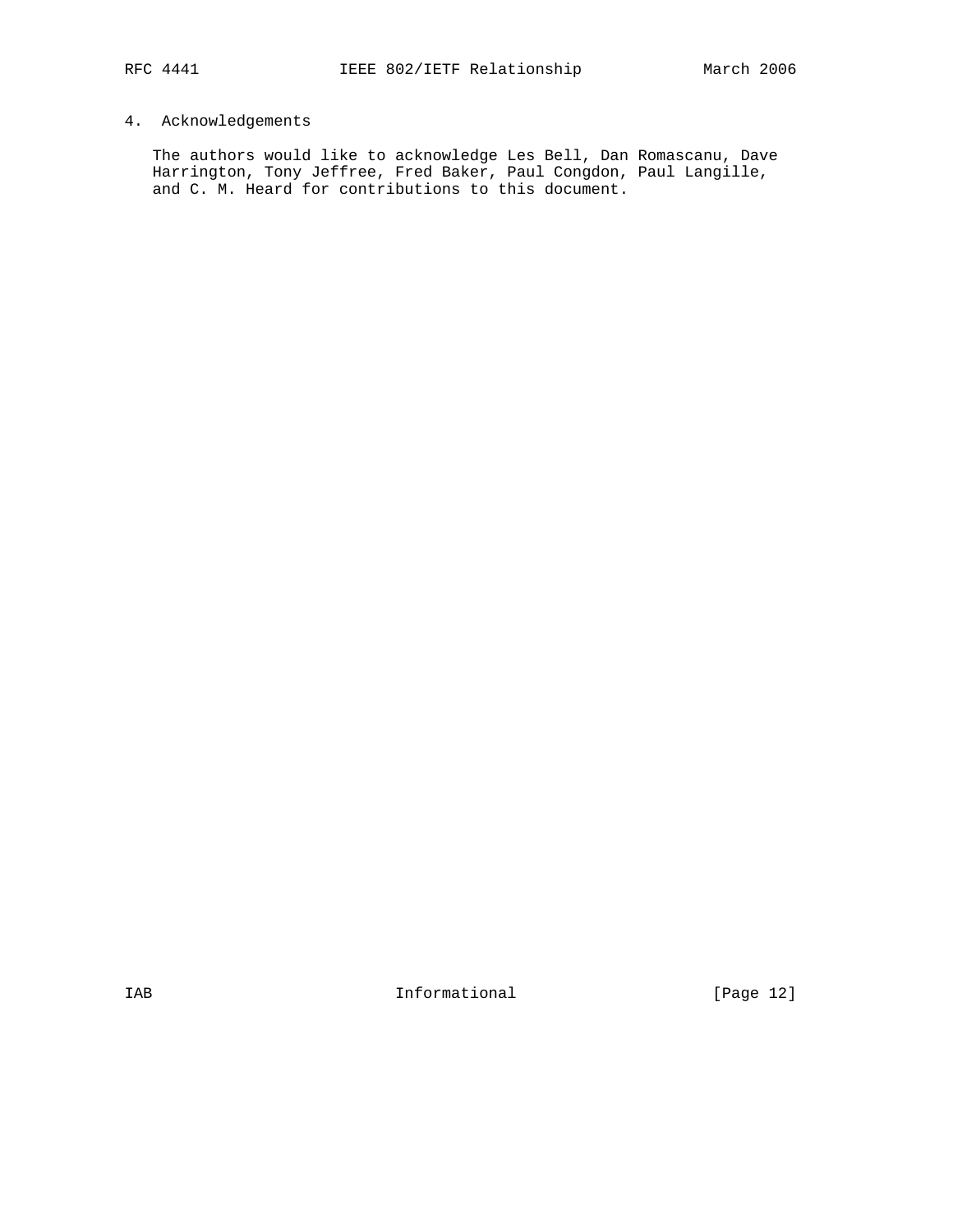## 4. Acknowledgements

The authors would like to acknowledge Les Bell, Dan Romascanu, Dave Harrington, Tony Jeffree, Fred Baker, Paul Congdon, Paul Langille, and C. M. Heard for contributions to this document.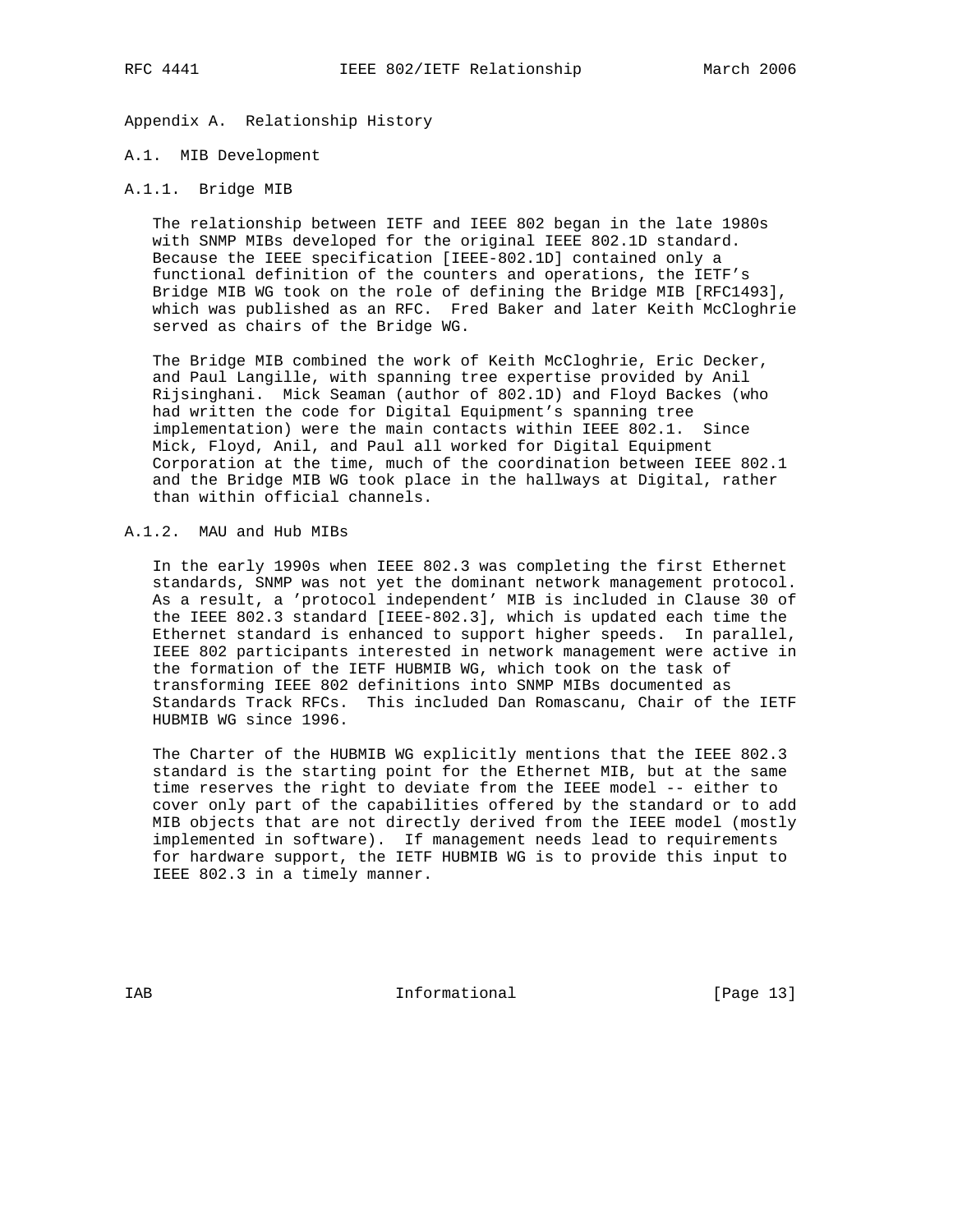# Appendix A. Relationship History

## A.1. MIB Development

### A.1.1. Bridge MIB

The relationship between IETF and IEEE 802 began in the late 1980s with SNMP MIBs developed for the original IEEE 802.1D standard. Because the IEEE specification [IEEE-802.1D] contained only a functional definition of the counters and operations, the IETF's Bridge MIB WG took on the role of defining the Bridge MIB [RFC1493], which was published as an RFC. Fred Baker and later Keith McCloghrie served as chairs of the Bridge WG.

The Bridge MIB combined the work of Keith McCloghrie, Eric Decker, and Paul Langille, with spanning tree expertise provided by Anil Rijsinghani. Mick Seaman (author of 802.1D) and Floyd Backes (who had written the code for Digital Equipment's spanning tree implementation) were the main contacts within IEEE 802.1. Since Mick, Floyd, Anil, and Paul all worked for Digital Equipment Corporation at the time, much of the coordination between IEEE 802.1 and the Bridge MIB WG took place in the hallways at Digital, rather than within official channels.

### A.1.2. MAU and Hub MIBs

In the early 1990s when IEEE 802.3 was completing the first Ethernet standards, SNMP was not yet the dominant network management protocol. As a result, a 'protocol independent' MIB is included in Clause 30 of the IEEE 802.3 standard [IEEE-802.3], which is updated each time the Ethernet standard is enhanced to support higher speeds. In parallel, IEEE 802 participants interested in network management were active in the formation of the IETF HUBMIB WG, which took on the task of transforming IEEE 802 definitions into SNMP MIBs documented as Standards Track RFCs. This included Dan Romascanu, Chair of the IETF HUBMIB WG since 1996.

The Charter of the HUBMIB WG explicitly mentions that the IEEE 802.3 standard is the starting point for the Ethernet MIB, but at the same time reserves the right to deviate from the IEEE model -- either to cover only part of the capabilities offered by the standard or to add MIB objects that are not directly derived from the IEEE model (mostly implemented in software). If management needs lead to requirements for hardware support, the IETF HUBMIB WG is to provide this input to IEEE 802.3 in a timely manner.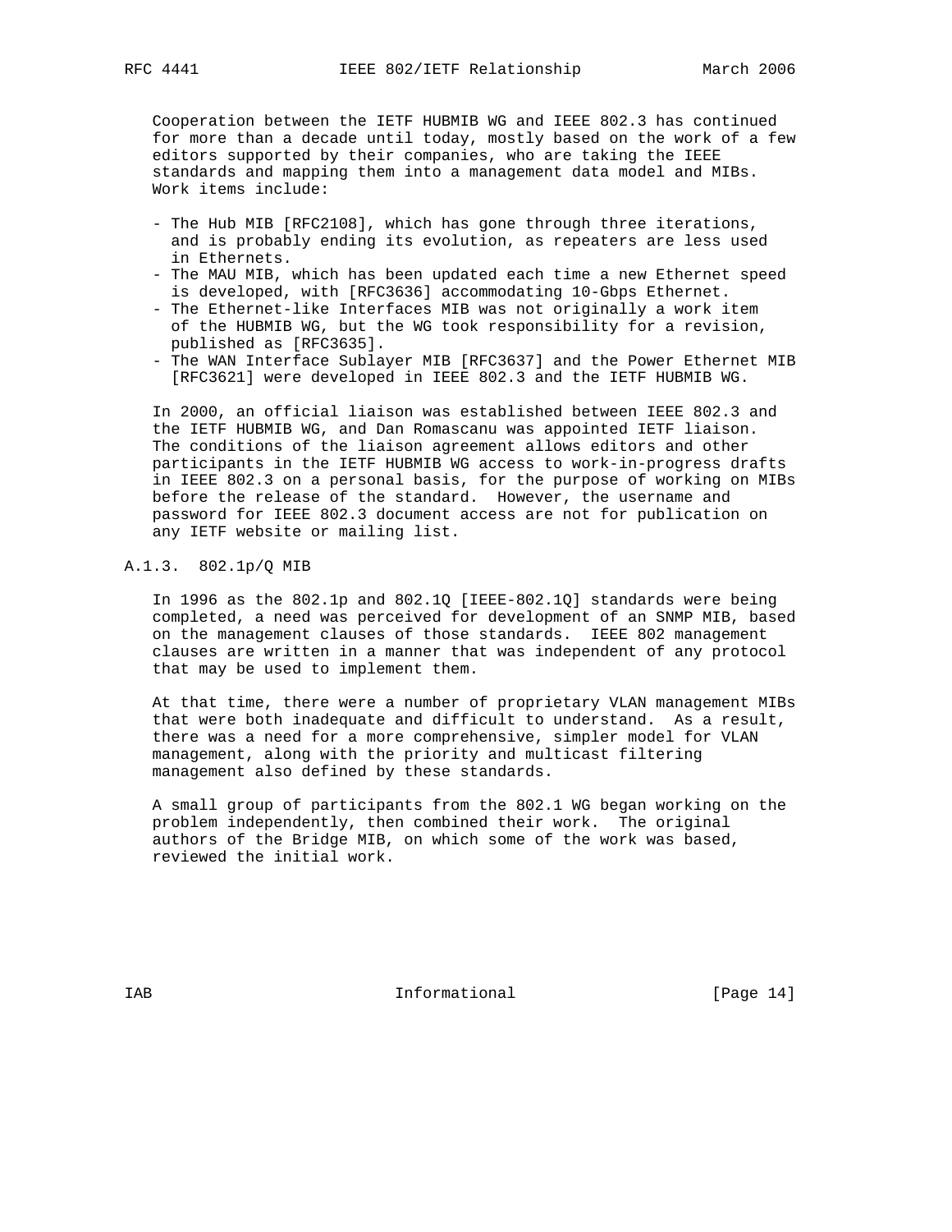Cooperation between the IETF HUBMIB WG and IEEE 802.3 has continued for more than a decade until today, mostly based on the work of a few editors supported by their companies, who are taking the IEEE standards and mapping them into a management data model and MIBs. Work items include:

- The Hub MIB [RFC2108], which has gone through three iterations, and is probably ending its evolution, as repeaters are less used in Ethernets.
- The MAU MIB, which has been updated each time a new Ethernet speed is developed, with [RFC3636] accommodating 10-Gbps Ethernet.
- The Ethernet-like Interfaces MIB was not originally a work item of the HUBMIB WG, but the WG took responsibility for a revision, published as [RFC3635].
- The WAN Interface Sublayer MIB [RFC3637] and the Power Ethernet MIB [RFC3621] were developed in IEEE 802.3 and the IETF HUBMIB WG.

In 2000, an official liaison was established between IEEE 802.3 and the IETF HUBMIB WG, and Dan Romascanu was appointed IETF liaison. The conditions of the liaison agreement allows editors and other participants in the IETF HUBMIB WG access to work-in-progress drafts in IEEE 802.3 on a personal basis, for the purpose of working on MIBs before the release of the standard. However, the username and password for IEEE 802.3 document access are not for publication on any IETF website or mailing list.

### A.1.3. 802.1p/Q MIB

In 1996 as the 802.1p and 802.1Q [IEEE-802.1Q] standards were being completed, a need was perceived for development of an SNMP MIB, based on the management clauses of those standards. IEEE 802 management clauses are written in a manner that was independent of any protocol that may be used to implement them.

At that time, there were a number of proprietary VLAN management MIBs that were both inadequate and difficult to understand. As a result, there was a need for a more comprehensive, simpler model for VLAN management, along with the priority and multicast filtering management also defined by these standards.

A small group of participants from the 802.1 WG began working on the problem independently, then combined their work. The original authors of the Bridge MIB, on which some of the work was based, reviewed the initial work.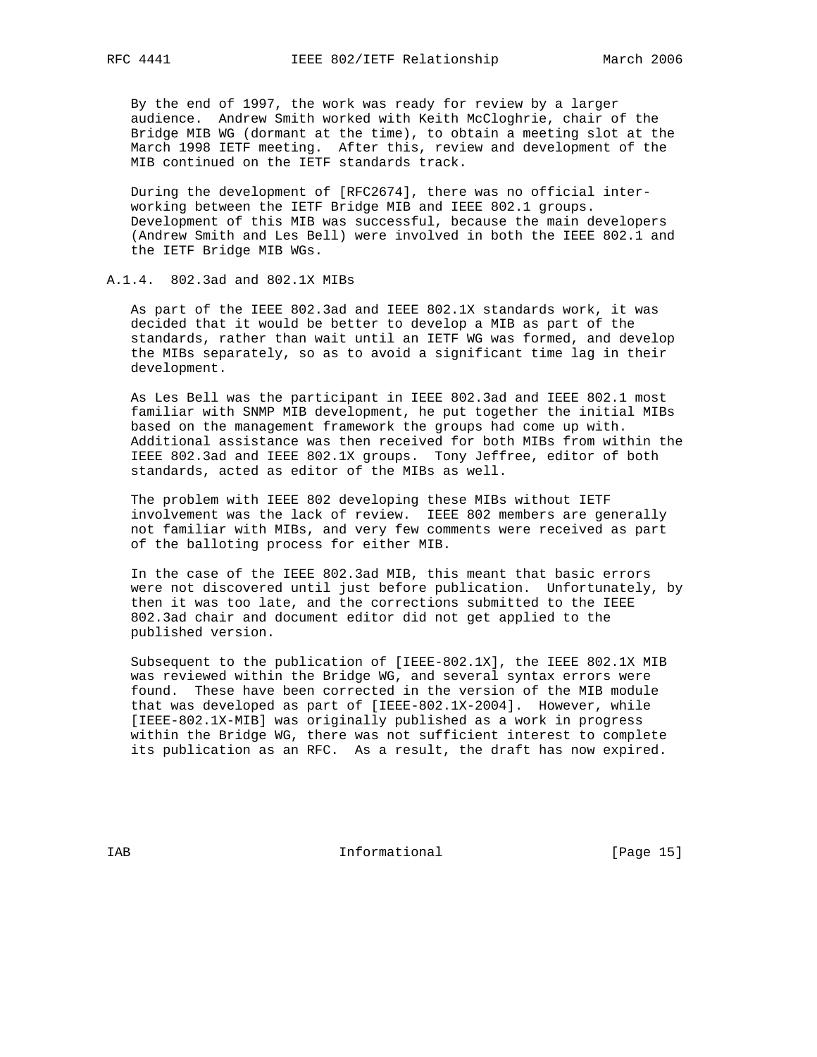By the end of 1997, the work was ready for review by a larger audience. Andrew Smith worked with Keith McCloghrie, chair of the Bridge MIB WG (dormant at the time), to obtain a meeting slot at the March 1998 IETF meeting. After this, review and development of the MIB continued on the IETF standards track.

During the development of [RFC2674], there was no official inter-working between the IETF Bridge MIB and IEEE 802.1 groups. Development of this MIB was successful, because the main developers (Andrew Smith and Les Bell) were involved in both the IEEE 802.1 and the IETF Bridge MIB WGs.

#### A.1.4. 802.3ad and 802.1X MIBs

As part of the IEEE 802.3ad and IEEE 802.1X standards work, it was decided that it would be better to develop a MIB as part of the standards, rather than wait until an IETF WG was formed, and develop the MIBs separately, so as to avoid a significant time lag in their development.

As Les Bell was the participant in IEEE 802.3ad and IEEE 802.1 most familiar with SNMP MIB development, he put together the initial MIBs based on the management framework the groups had come up with. Additional assistance was then received for both MIBs from within the IEEE 802.3ad and IEEE 802.1X groups. Tony Jeffree, editor of both standards, acted as editor of the MIBs as well.

The problem with IEEE 802 developing these MIBs without IETF involvement was the lack of review. IEEE 802 members are generally not familiar with MIBs, and very few comments were received as part of the balloting process for either MIB.

In the case of the IEEE 802.3ad MIB, this meant that basic errors were not discovered until just before publication. Unfortunately, by then it was too late, and the corrections submitted to the IEEE 802.3ad chair and document editor did not get applied to the published version.

Subsequent to the publication of [IEEE-802.1X], the IEEE 802.1X MIB was reviewed within the Bridge WG, and several syntax errors were found. These have been corrected in the version of the MIB module that was developed as part of [IEEE-802.1X-2004]. However, while [IEEE-802.1X-MIB] was originally published as a work in progress within the Bridge WG, there was not sufficient interest to complete its publication as an RFC. As a result, the draft has now expired.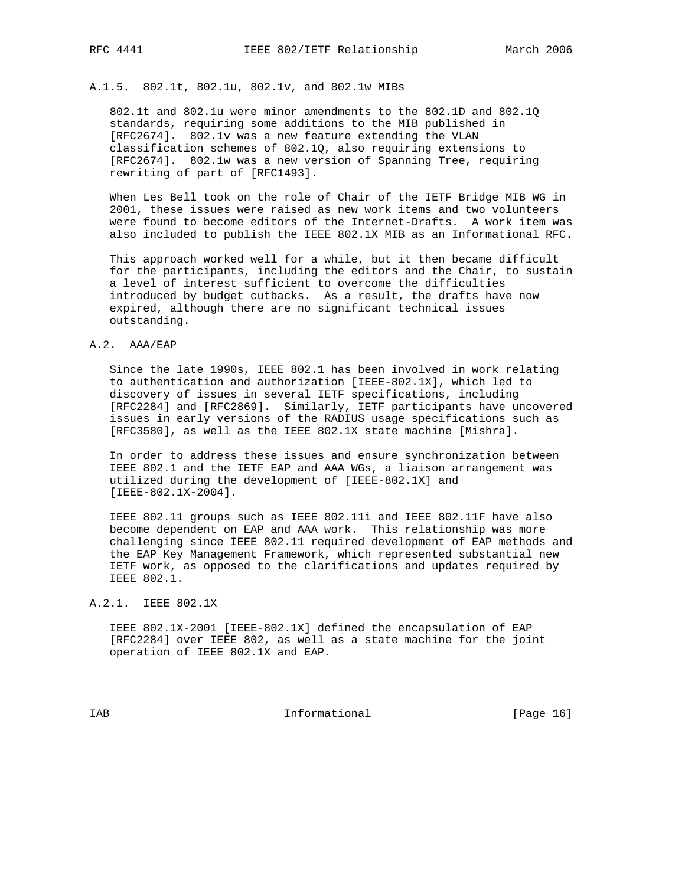### A.1.5. 802.1t, 802.1u, 802.1v, and 802.1w MIBs

802.1t and 802.1u were minor amendments to the 802.1D and 802.1Q standards, requiring some additions to the MIB published in [RFC2674]. 802.1v was a new feature extending the VLAN classification schemes of 802.1Q, also requiring extensions to [RFC2674]. 802.1w was a new version of Spanning Tree, requiring rewriting of part of [RFC1493].

When Les Bell took on the role of Chair of the IETF Bridge MIB WG in 2001, these issues were raised as new work items and two volunteers were found to become editors of the Internet-Drafts. A work item was also included to publish the IEEE 802.1X MIB as an Informational RFC.

This approach worked well for a while, but it then became difficult for the participants, including the editors and the Chair, to sustain a level of interest sufficient to overcome the difficulties introduced by budget cutbacks. As a result, the drafts have now expired, although there are no significant technical issues outstanding.

## A.2. AAA/EAP

Since the late 1990s, IEEE 802.1 has been involved in work relating to authentication and authorization [IEEE-802.1X], which led to discovery of issues in several IETF specifications, including [RFC2284] and [RFC2869]. Similarly, IETF participants have uncovered issues in early versions of the RADIUS usage specifications such as [RFC3580], as well as the IEEE 802.1X state machine [Mishra].

In order to address these issues and ensure synchronization between IEEE 802.1 and the IETF EAP and AAA WGs, a liaison arrangement was utilized during the development of [IEEE-802.1X] and [IEEE-802.1X-2004].

IEEE 802.11 groups such as IEEE 802.11i and IEEE 802.11F have also become dependent on EAP and AAA work. This relationship was more challenging since IEEE 802.11 required development of EAP methods and the EAP Key Management Framework, which represented substantial new IETF work, as opposed to the clarifications and updates required by IEEE 802.1.

### A.2.1. IEEE 802.1X

IEEE 802.1X-2001 [IEEE-802.1X] defined the encapsulation of EAP [RFC2284] over IEEE 802, as well as a state machine for the joint operation of IEEE 802.1X and EAP.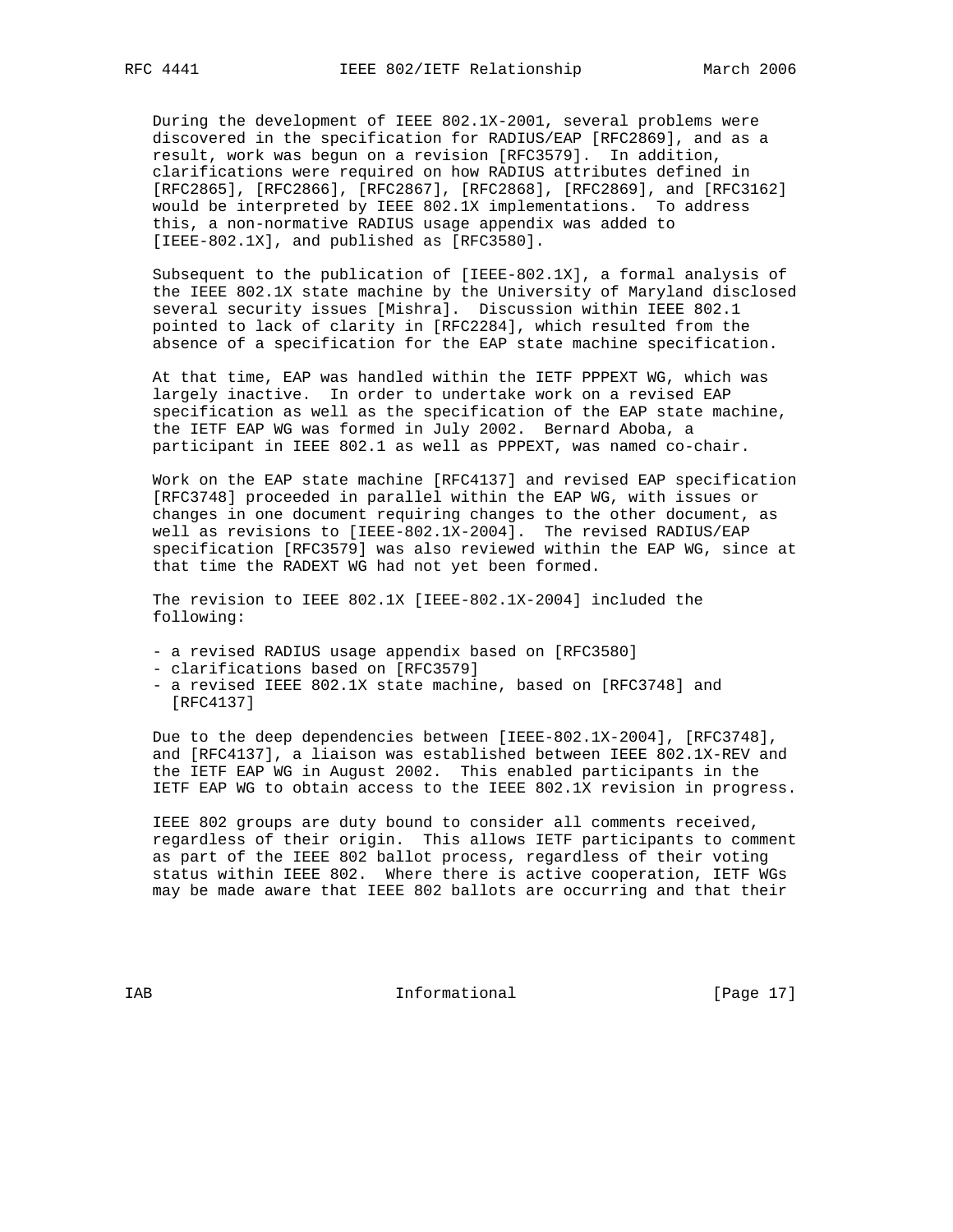During the development of IEEE 802.1X-2001, several problems were discovered in the specification for RADIUS/EAP [RFC2869], and as a result, work was begun on a revision [RFC3579]. In addition, clarifications were required on how RADIUS attributes defined in [RFC2865], [RFC2866], [RFC2867], [RFC2868], [RFC2869], and [RFC3162] would be interpreted by IEEE 802.1X implementations. To address this, a non-normative RADIUS usage appendix was added to [IEEE-802.1X], and published as [RFC3580].

Subsequent to the publication of [IEEE-802.1X], a formal analysis of the IEEE 802.1X state machine by the University of Maryland disclosed several security issues [Mishra]. Discussion within IEEE 802.1 pointed to lack of clarity in [RFC2284], which resulted from the absence of a specification for the EAP state machine specification.

At that time, EAP was handled within the IETF PPPEXT WG, which was largely inactive. In order to undertake work on a revised EAP specification as well as the specification of the EAP state machine, the IETF EAP WG was formed in July 2002. Bernard Aboba, a participant in IEEE 802.1 as well as PPPEXT, was named co-chair.

Work on the EAP state machine [RFC4137] and revised EAP specification [RFC3748] proceeded in parallel within the EAP WG, with issues or changes in one document requiring changes to the other document, as well as revisions to [IEEE-802.1X-2004]. The revised RADIUS/EAP specification [RFC3579] was also reviewed within the EAP WG, since at that time the RADEXT WG had not yet been formed.

The revision to IEEE 802.1X [IEEE-802.1X-2004] included the following:

- a revised RADIUS usage appendix based on [RFC3580]
- clarifications based on [RFC3579]
- a revised IEEE 802.1X state machine, based on [RFC3748] and [RFC4137]

Due to the deep dependencies between [IEEE-802.1X-2004], [RFC3748], and [RFC4137], a liaison was established between IEEE 802.1X-REV and the IETF EAP WG in August 2002. This enabled participants in the IETF EAP WG to obtain access to the IEEE 802.1X revision in progress.

IEEE 802 groups are duty bound to consider all comments received, regardless of their origin. This allows IETF participants to comment as part of the IEEE 802 ballot process, regardless of their voting status within IEEE 802. Where there is active cooperation, IETF WGs may be made aware that IEEE 802 ballots are occurring and that their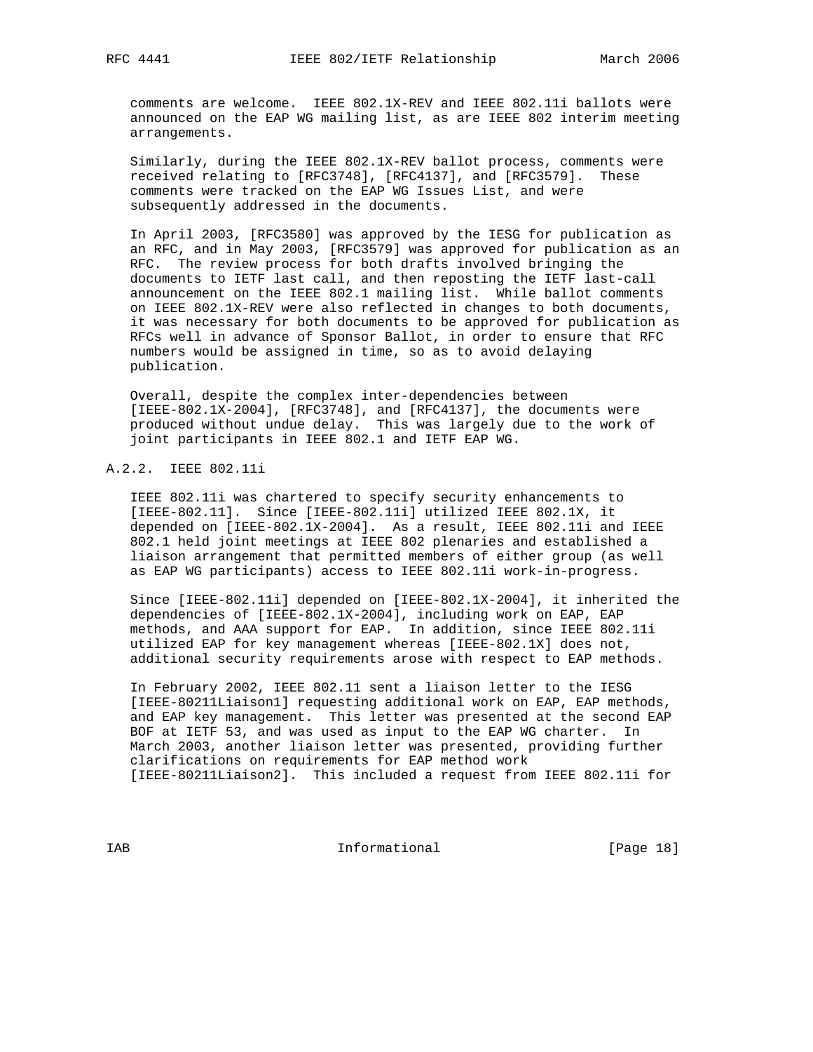comments are welcome. IEEE 802.1X-REV and IEEE 802.11i ballots were announced on the EAP WG mailing list, as are IEEE 802 interim meeting arrangements.

Similarly, during the IEEE 802.1X-REV ballot process, comments were received relating to [RFC3748], [RFC4137], and [RFC3579]. These comments were tracked on the EAP WG Issues List, and were subsequently addressed in the documents.

In April 2003, [RFC3580] was approved by the IESG for publication as an RFC, and in May 2003, [RFC3579] was approved for publication as an RFC. The review process for both drafts involved bringing the documents to IETF last call, and then reposting the IETF last-call announcement on the IEEE 802.1 mailing list. While ballot comments on IEEE 802.1X-REV were also reflected in changes to both documents, it was necessary for both documents to be approved for publication as RFCs well in advance of Sponsor Ballot, in order to ensure that RFC numbers would be assigned in time, so as to avoid delaying publication.

Overall, despite the complex inter-dependencies between [IEEE-802.1X-2004], [RFC3748], and [RFC4137], the documents were produced without undue delay. This was largely due to the work of joint participants in IEEE 802.1 and IETF EAP WG.

### A.2.2. IEEE 802.11i

IEEE 802.11i was chartered to specify security enhancements to [IEEE-802.11]. Since [IEEE-802.11i] utilized IEEE 802.1X, it depended on [IEEE-802.1X-2004]. As a result, IEEE 802.11i and IEEE 802.1 held joint meetings at IEEE 802 plenaries and established a liaison arrangement that permitted members of either group (as well as EAP WG participants) access to IEEE 802.11i work-in-progress.

Since [IEEE-802.11i] depended on [IEEE-802.1X-2004], it inherited the dependencies of [IEEE-802.1X-2004], including work on EAP, EAP methods, and AAA support for EAP. In addition, since IEEE 802.11i utilized EAP for key management whereas [IEEE-802.1X] does not, additional security requirements arose with respect to EAP methods.

In February 2002, IEEE 802.11 sent a liaison letter to the IESG [IEEE-80211Liaison1] requesting additional work on EAP, EAP methods, and EAP key management. This letter was presented at the second EAP BOF at IETF 53, and was used as input to the EAP WG charter. In March 2003, another liaison letter was presented, providing further clarifications on requirements for EAP method work [IEEE-80211Liaison2]. This included a request from IEEE 802.11i for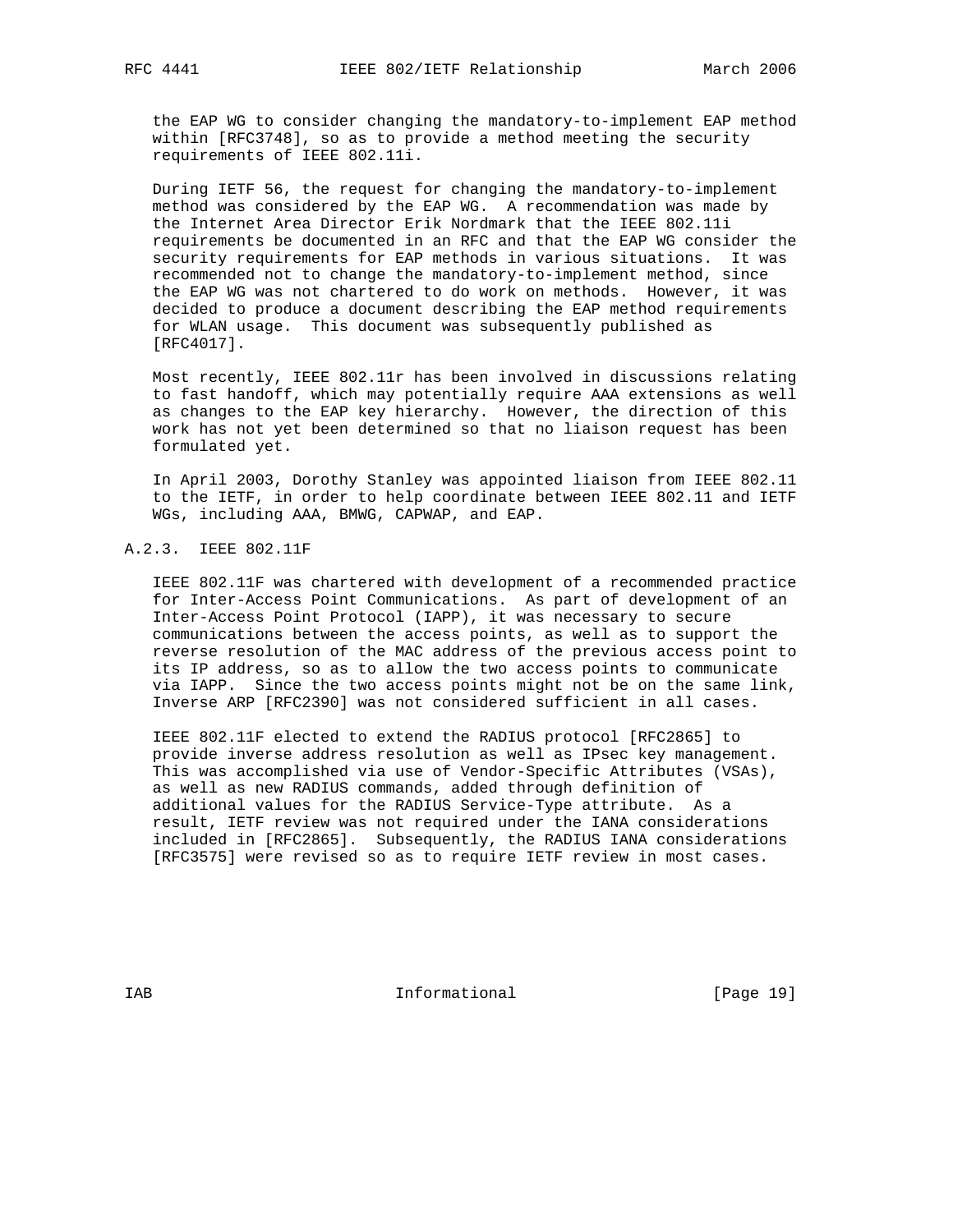the EAP WG to consider changing the mandatory-to-implement EAP method within [RFC3748], so as to provide a method meeting the security requirements of IEEE 802.11i.

During IETF 56, the request for changing the mandatory-to-implement method was considered by the EAP WG. A recommendation was made by the Internet Area Director Erik Nordmark that the IEEE 802.11i requirements be documented in an RFC and that the EAP WG consider the security requirements for EAP methods in various situations. It was recommended not to change the mandatory-to-implement method, since the EAP WG was not chartered to do work on methods. However, it was decided to produce a document describing the EAP method requirements for WLAN usage. This document was subsequently published as [RFC4017].

Most recently, IEEE 802.11r has been involved in discussions relating to fast handoff, which may potentially require AAA extensions as well as changes to the EAP key hierarchy. However, the direction of this work has not yet been determined so that no liaison request has been formulated yet.

In April 2003, Dorothy Stanley was appointed liaison from IEEE 802.11 to the IETF, in order to help coordinate between IEEE 802.11 and IETF WGs, including AAA, BMWG, CAPWAP, and EAP.

### A.2.3. IEEE 802.11F

IEEE 802.11F was chartered with development of a recommended practice for Inter-Access Point Communications. As part of development of an Inter-Access Point Protocol (IAPP), it was necessary to secure communications between the access points, as well as to support the reverse resolution of the MAC address of the previous access point to its IP address, so as to allow the two access points to communicate via IAPP. Since the two access points might not be on the same link, Inverse ARP [RFC2390] was not considered sufficient in all cases.

IEEE 802.11F elected to extend the RADIUS protocol [RFC2865] to provide inverse address resolution as well as IPsec key management. This was accomplished via use of Vendor-Specific Attributes (VSAs), as well as new RADIUS commands, added through definition of additional values for the RADIUS Service-Type attribute. As a result, IETF review was not required under the IANA considerations included in [RFC2865]. Subsequently, the RADIUS IANA considerations [RFC3575] were revised so as to require IETF review in most cases.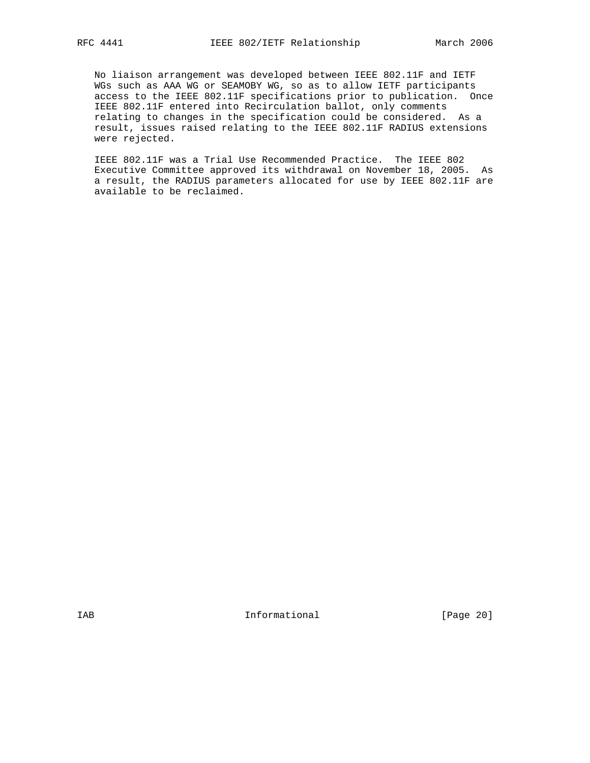No liaison arrangement was developed between IEEE 802.11F and IETF WGs such as AAA WG or SEAMOBY WG, so as to allow IETF participants access to the IEEE 802.11F specifications prior to publication. Once IEEE 802.11F entered into Recirculation ballot, only comments relating to changes in the specification could be considered. As a result, issues raised relating to the IEEE 802.11F RADIUS extensions were rejected.

IEEE 802.11F was a Trial Use Recommended Practice. The IEEE 802 Executive Committee approved its withdrawal on November 18, 2005. As a result, the RADIUS parameters allocated for use by IEEE 802.11F are available to be reclaimed.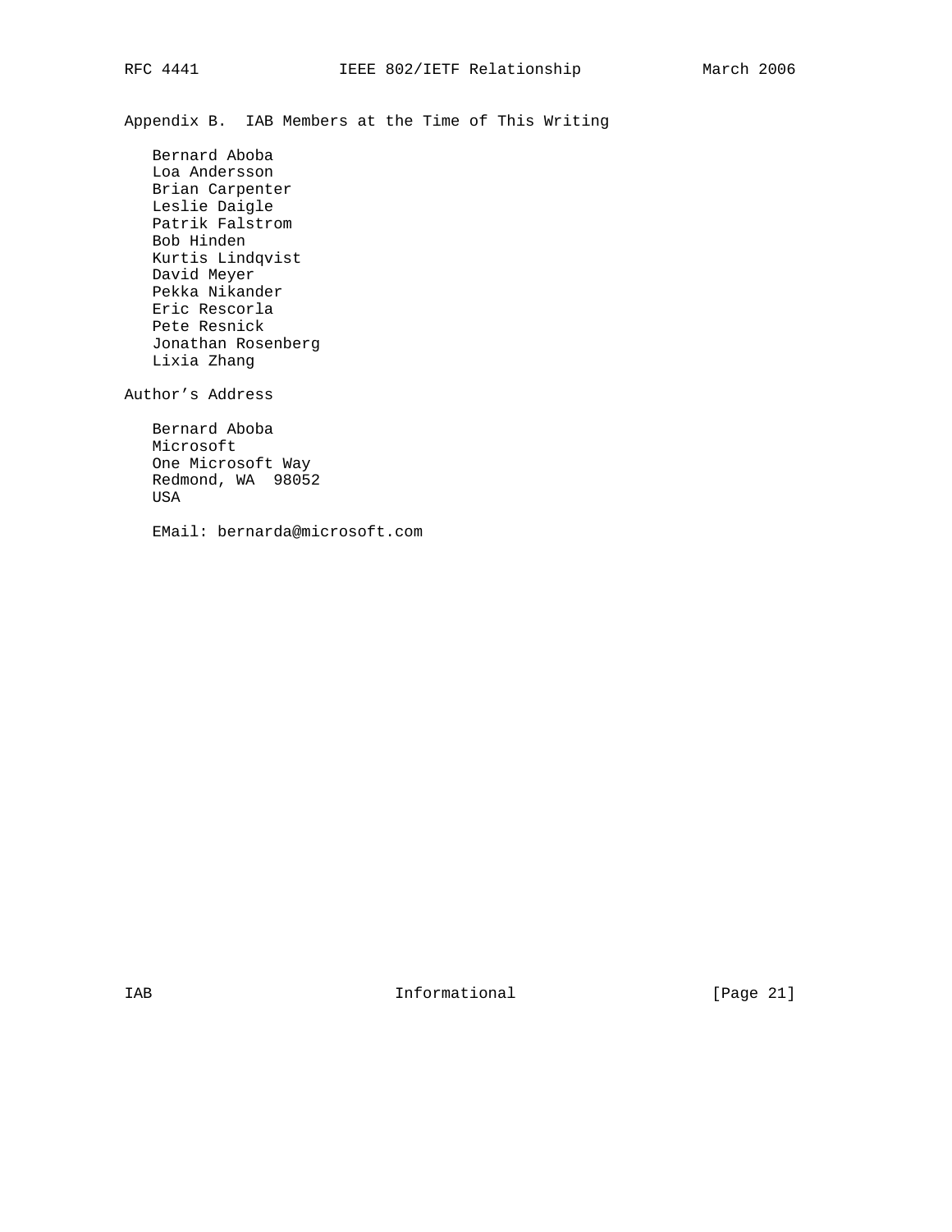## Appendix B. IAB Members at the Time of This Writing

Bernard Aboba
Loa Andersson
Brian Carpenter
Leslie Daigle
Patrik Falstrom
Bob Hinden
Kurtis Lindqvist
David Meyer
Pekka Nikander
Eric Rescorla
Pete Resnick
Jonathan Rosenberg
Lixia Zhang

## Author's Address

Bernard Aboba
Microsoft
One Microsoft Way
Redmond, WA 98052
USA

EMail: bernarda@microsoft.com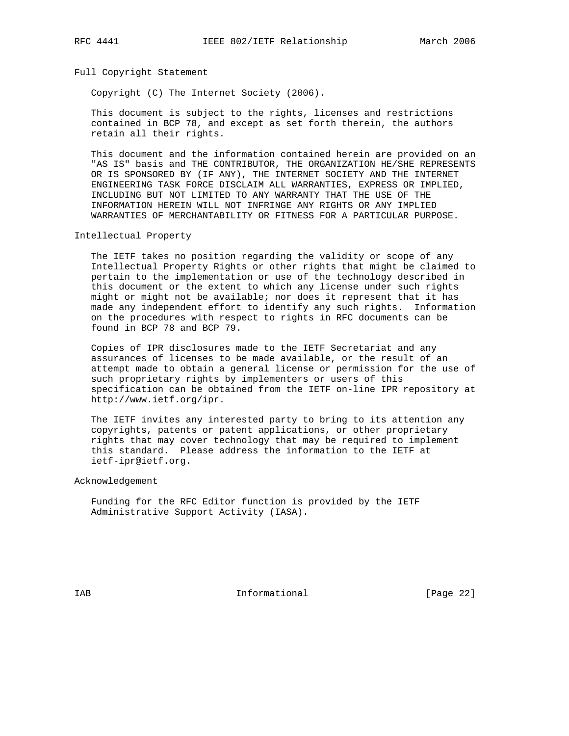## Full Copyright Statement

Copyright (C) The Internet Society (2006).

This document is subject to the rights, licenses and restrictions contained in BCP 78, and except as set forth therein, the authors retain all their rights.

This document and the information contained herein are provided on an "AS IS" basis and THE CONTRIBUTOR, THE ORGANIZATION HE/SHE REPRESENTS OR IS SPONSORED BY (IF ANY), THE INTERNET SOCIETY AND THE INTERNET ENGINEERING TASK FORCE DISCLAIM ALL WARRANTIES, EXPRESS OR IMPLIED, INCLUDING BUT NOT LIMITED TO ANY WARRANTY THAT THE USE OF THE INFORMATION HEREIN WILL NOT INFRINGE ANY RIGHTS OR ANY IMPLIED WARRANTIES OF MERCHANTABILITY OR FITNESS FOR A PARTICULAR PURPOSE.

## Intellectual Property

The IETF takes no position regarding the validity or scope of any Intellectual Property Rights or other rights that might be claimed to pertain to the implementation or use of the technology described in this document or the extent to which any license under such rights might or might not be available; nor does it represent that it has made any independent effort to identify any such rights. Information on the procedures with respect to rights in RFC documents can be found in BCP 78 and BCP 79.

Copies of IPR disclosures made to the IETF Secretariat and any assurances of licenses to be made available, or the result of an attempt made to obtain a general license or permission for the use of such proprietary rights by implementers or users of this specification can be obtained from the IETF on-line IPR repository at http://www.ietf.org/ipr.

The IETF invites any interested party to bring to its attention any copyrights, patents or patent applications, or other proprietary rights that may cover technology that may be required to implement this standard. Please address the information to the IETF at ietf-ipr@ietf.org.

## Acknowledgement

Funding for the RFC Editor function is provided by the IETF Administrative Support Activity (IASA).